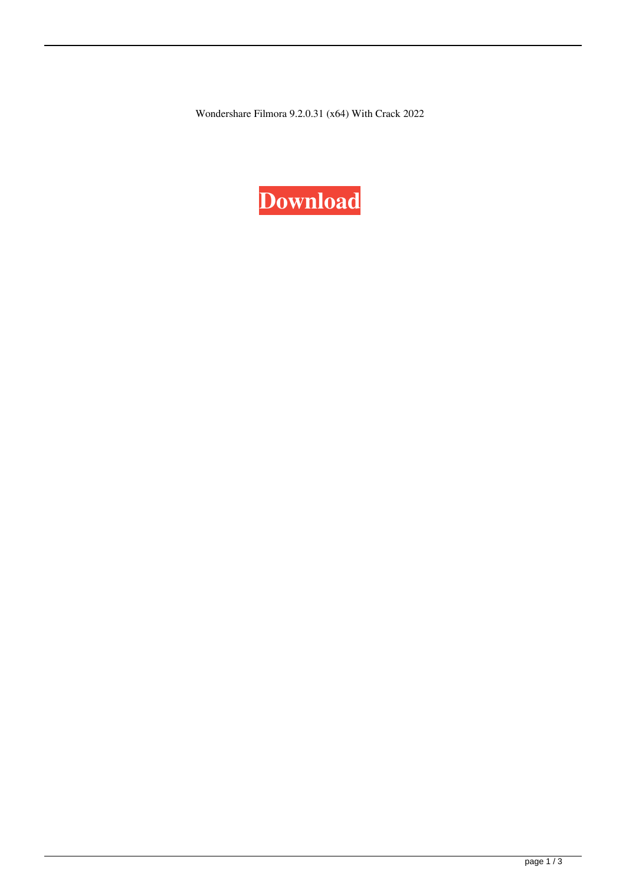Wondershare Filmora 9.2.0.31 (x64) With Crack 2022

**Download**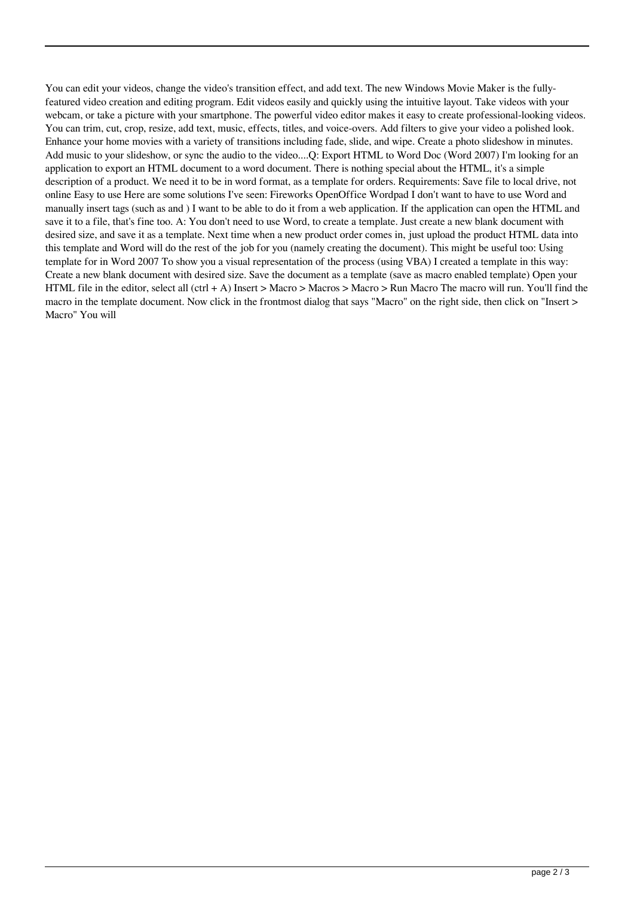You can edit your videos, change the video's transition effect, and add text. The new Windows Movie Maker is the fully-featured video creation and editing program. Edit videos easily and quickly using the intuitive layout. Take videos with your webcam, or take a picture with your smartphone. The powerful video editor makes it easy to create professional-looking videos. You can trim, cut, crop, resize, add text, music, effects, titles, and voice-overs. Add filters to give your video a polished look. Enhance your home movies with a variety of transitions including fade, slide, and wipe. Create a photo slideshow in minutes. Add music to your slideshow, or sync the audio to the video....Q: Export HTML to Word Doc (Word 2007) I'm looking for an application to export an HTML document to a word document. There is nothing special about the HTML, it's a simple description of a product. We need it to be in word format, as a template for orders. Requirements: Save file to local drive, not online Easy to use Here are some solutions I've seen: Fireworks OpenOffice Wordpad I don't want to have to use Word and manually insert tags (such as and ) I want to be able to do it from a web application. If the application can open the HTML and save it to a file, that's fine too. A: You don't need to use Word, to create a template. Just create a new blank document with desired size, and save it as a template. Next time when a new product order comes in, just upload the product HTML data into this template and Word will do the rest of the job for you (namely creating the document). This might be useful too: Using template for in Word 2007 To show you a visual representation of the process (using VBA) I created a template in this way: Create a new blank document with desired size. Save the document as a template (save as macro enabled template) Open your HTML file in the editor, select all (ctrl + A) Insert > Macro > Macros > Macro > Run Macro The macro will run. You'll find the macro in the template document. Now click in the frontmost dialog that says "Macro" on the right side, then click on "Insert > Macro" You will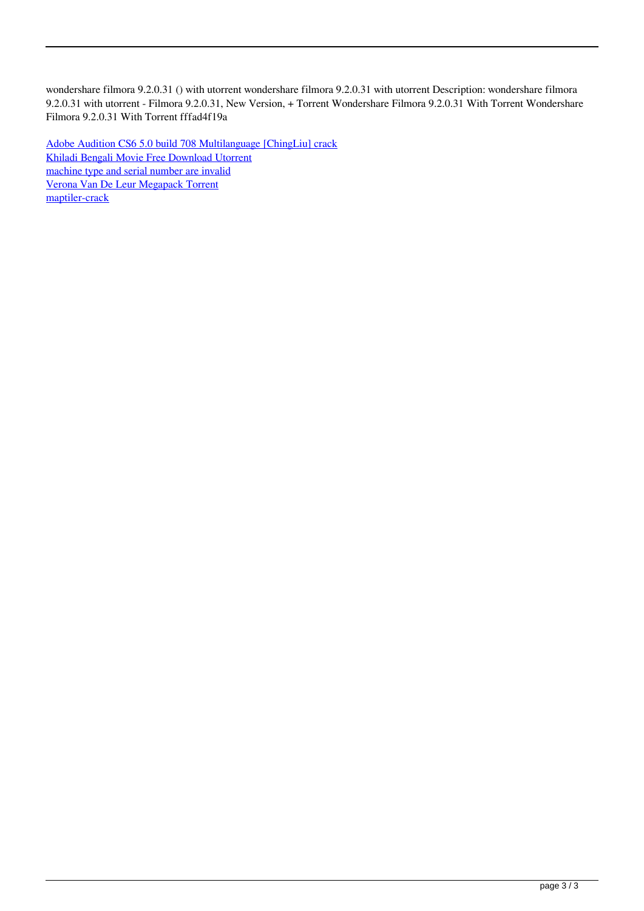wondershare filmora 9.2.0.31 () with utorrent wondershare filmora 9.2.0.31 with utorrent Description: wondershare filmora 9.2.0.31 with utorrent - Filmora 9.2.0.31, New Version, + Torrent Wondershare Filmora 9.2.0.31 With Torrent Wondershare Filmora 9.2.0.31 With Torrent fffad4f19a

Adobe Audition CS6 5.0 build 708 Multilanguage [ChingLiu] crack
Khiladi Bengali Movie Free Download Utorrent
machine type and serial number are invalid
Verona Van De Leur Megapack Torrent
maptiler-crack